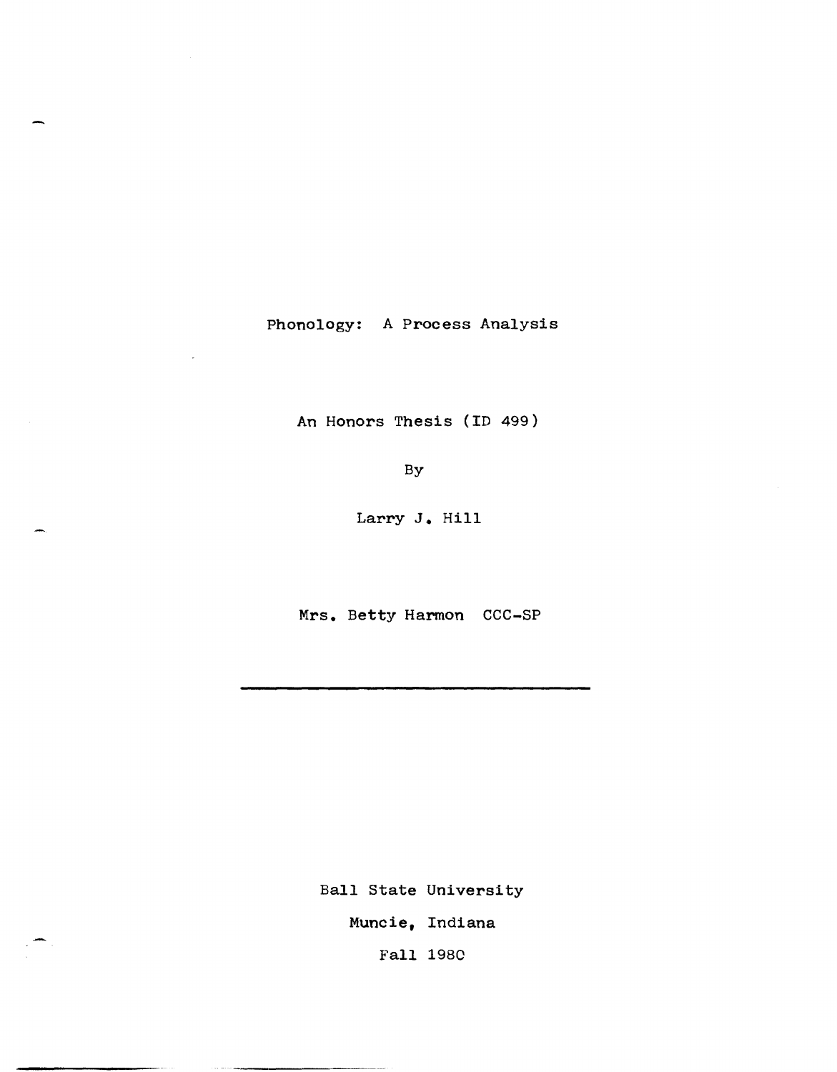# Phonology: A Process Analysis

An Honors Thesis (ID 499)

By

Larry J. Hill

Mrs. Betty Harmon CCC-SP

---

Ball State University

Muncie, Indiana

Fall 1980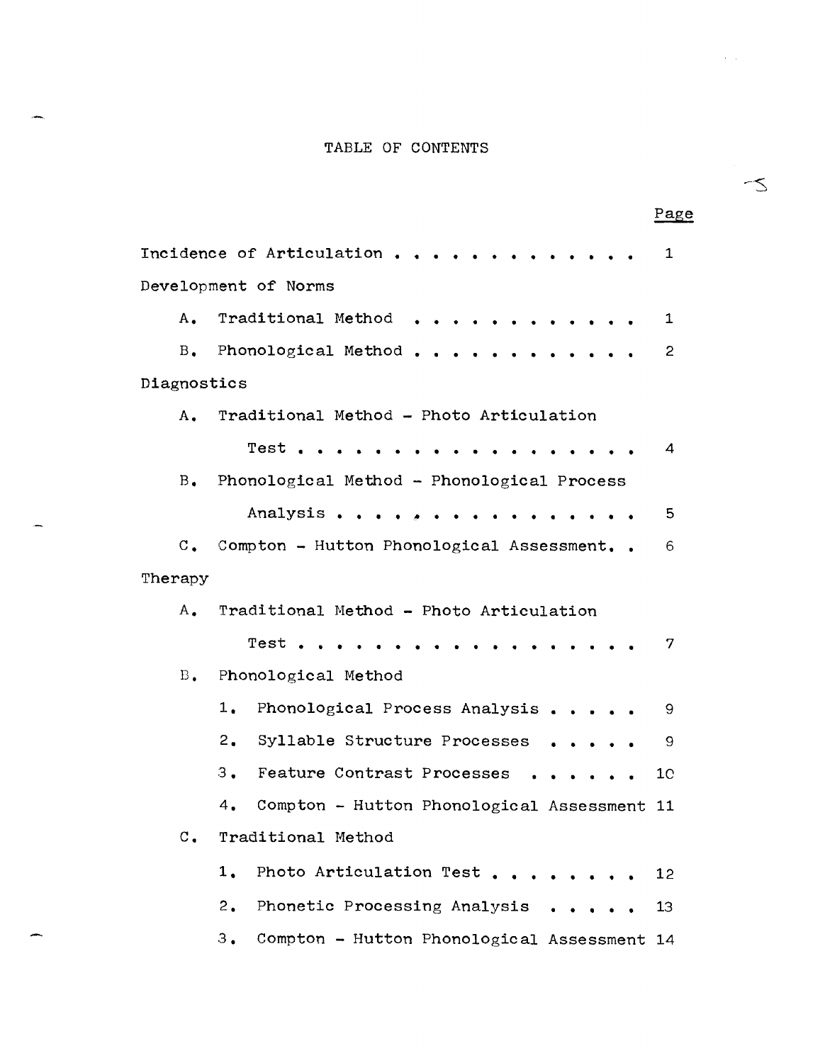# TABLE OF CONTENTS

| | Page |
|---|---|
| Incidence of Articulation | 1 |
| Development of Norms | |
| A. Traditional Method | 1 |
| B. Phonological Method | 2 |
| Diagnostics | |
| A. Traditional Method - Photo Articulation Test | 4 |
| B. Phonological Method - Phonological Process Analysis | 5 |
| C. Compton - Hutton Phonological Assessment | 6 |
| Therapy | |
| A. Traditional Method - Photo Articulation Test | 7 |
| B. Phonological Method | |
| 1. Phonological Process Analysis | 9 |
| 2. Syllable Structure Processes | 9 |
| 3. Feature Contrast Processes | 10 |
| 4. Compton - Hutton Phonological Assessment | 11 |
| C. Traditional Method | |
| 1. Photo Articulation Test | 12 |
| 2. Phonetic Processing Analysis | 13 |
| 3. Compton - Hutton Phonological Assessment | 14 |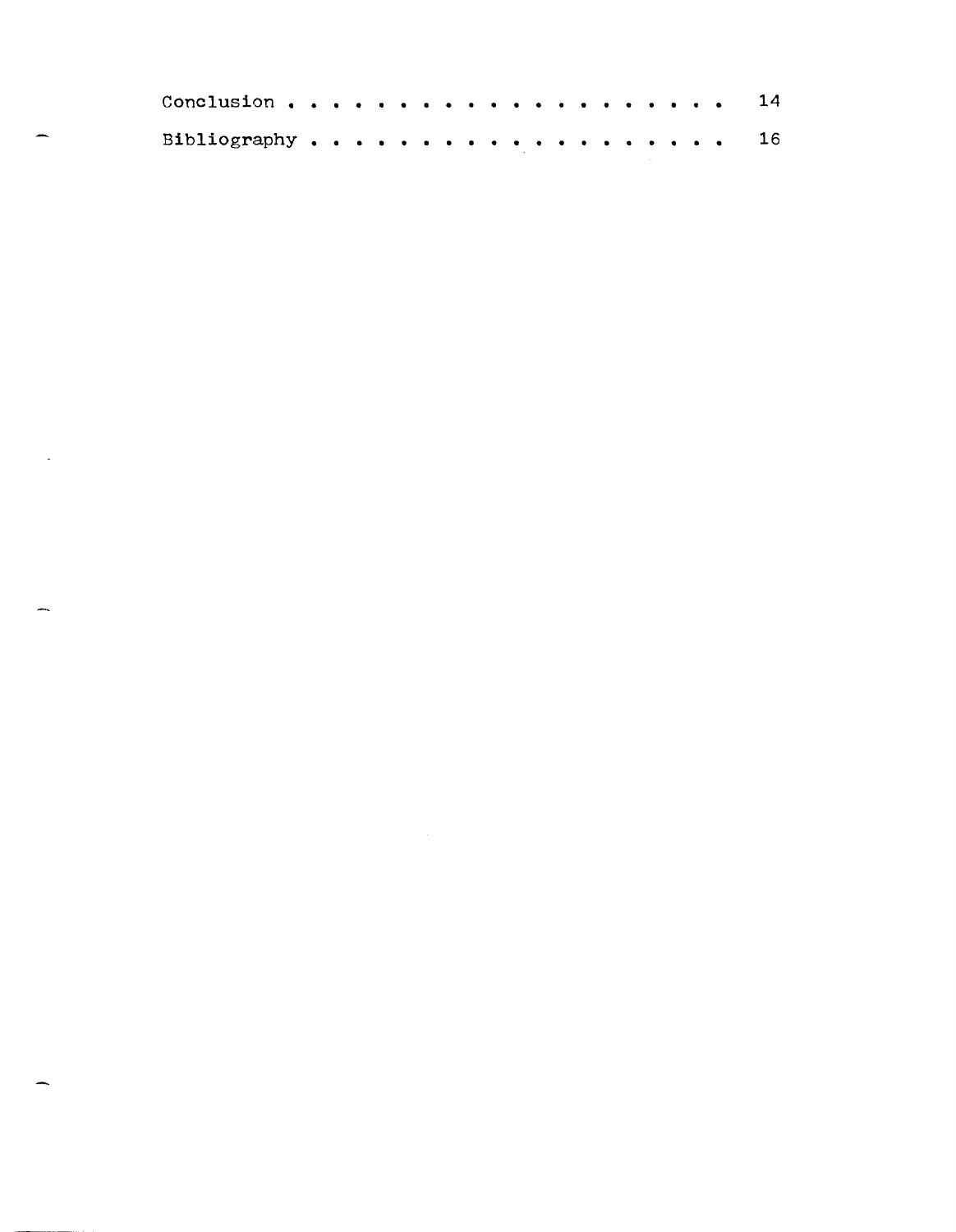Conclusion . . . . . . . . . . . . . . . . . . . . 14

Bibliography . . . . . . . . . . . . . . . . . . . 16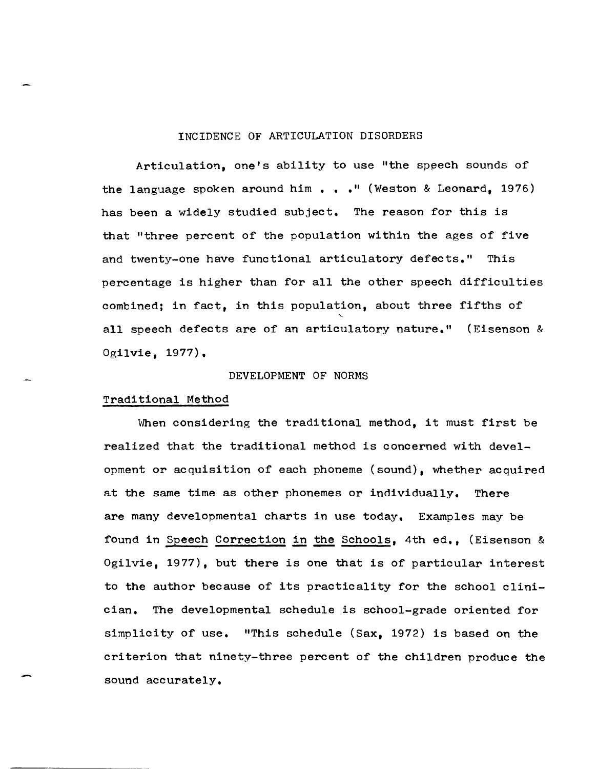## INCIDENCE OF ARTICULATION DISORDERS

Articulation, one's ability to use "the speech sounds of the language spoken around him . . ." (Weston & Leonard, 1976) has been a widely studied subject. The reason for this is that "three percent of the population within the ages of five and twenty-one have functional articulatory defects." This percentage is higher than for all the other speech difficulties combined; in fact, in this population, about three fifths of all speech defects are of an articulatory nature." (Eisenson & Ogilvie, 1977).

## DEVELOPMENT OF NORMS

### Traditional Method

When considering the traditional method, it must first be realized that the traditional method is concerned with development or acquisition of each phoneme (sound), whether acquired at the same time as other phonemes or individually. There are many developmental charts in use today. Examples may be found in Speech Correction in the Schools, 4th ed., (Eisenson & Ogilvie, 1977), but there is one that is of particular interest to the author because of its practicality for the school clinician. The developmental schedule is school-grade oriented for simplicity of use. "This schedule (Sax, 1972) is based on the criterion that ninety-three percent of the children produce the sound accurately.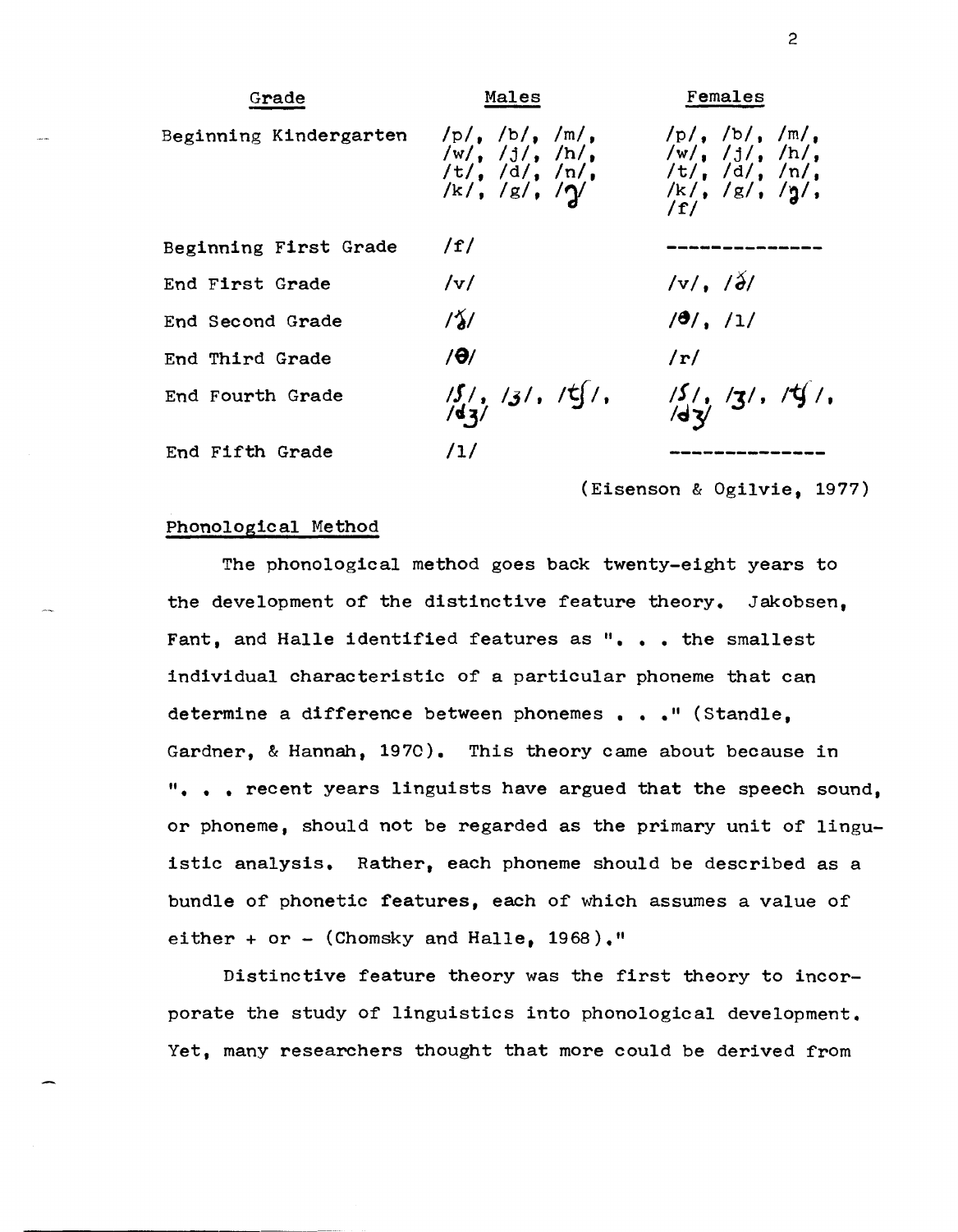| Grade | Males | Females |
|---|---|---|
| Beginning Kindergarten | /p/, /b/, /m/, /w/, /j/, /h/, /t/, /d/, /n/, /k/, /g/, /ŋ/ | /p/, /b/, /m/, /w/, /j/, /h/, /t/, /d/, /n/, /k/, /g/, /ŋ/, /f/ |
| Beginning First Grade | /f/ | -------------- |
| End First Grade | /v/ | /v/, /ð/ |
| End Second Grade | /ð/ | /θ/, /l/ |
| End Third Grade | /θ/ | /r/ |
| End Fourth Grade | /ʃ/, /ʒ/, /tʃ/, /dʒ/ | /ʃ/, /ʒ/, /tʃ/, /dʒ/ |
| End Fifth Grade | /l/ | -------------- |

(Eisenson & Ogilvie, 1977)

## Phonological Method

The phonological method goes back twenty-eight years to the development of the distinctive feature theory. Jakobsen, Fant, and Halle identified features as ". . . the smallest individual characteristic of a particular phoneme that can determine a difference between phonemes . . ." (Standle, Gardner, & Hannah, 1970). This theory came about because in ". . . recent years linguists have argued that the speech sound, or phoneme, should not be regarded as the primary unit of linguistic analysis. Rather, each phoneme should be described as a bundle of phonetic features, each of which assumes a value of either + or - (Chomsky and Halle, 1968)."

Distinctive feature theory was the first theory to incorporate the study of linguistics into phonological development. Yet, many researchers thought that more could be derived from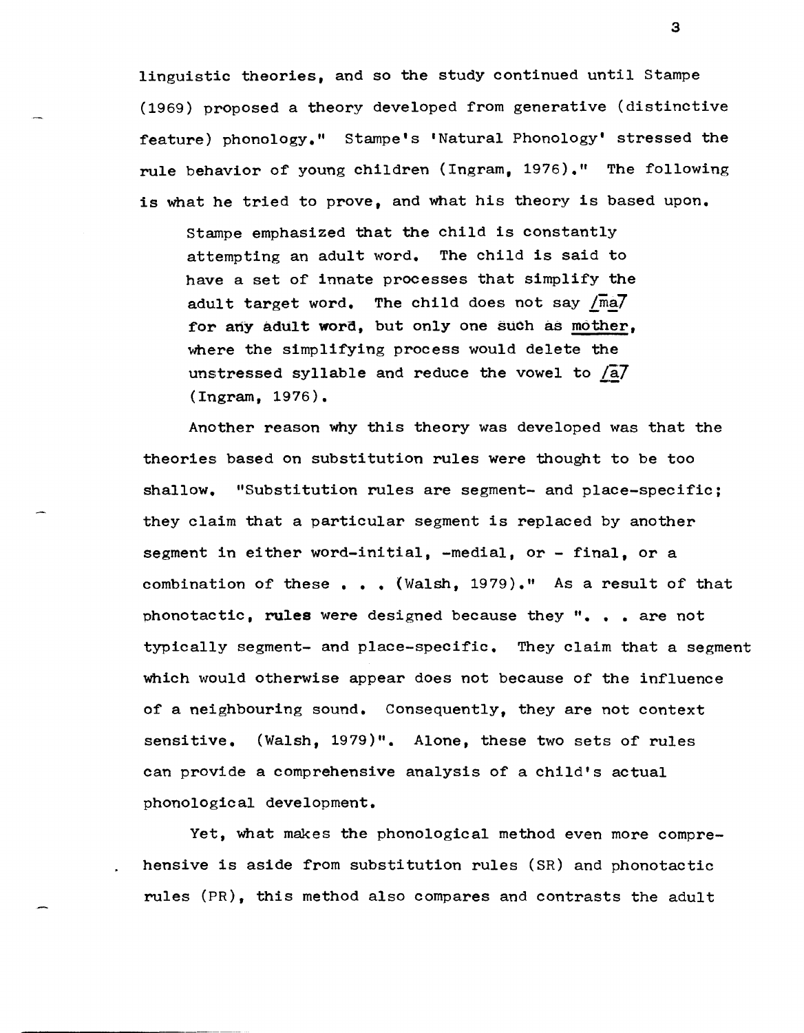linguistic theories, and so the study continued until Stampe (1969) proposed a theory developed from generative (distinctive feature) phonology." Stampe's 'Natural Phonology' stressed the rule behavior of young children (Ingram, 1976)." The following is what he tried to prove, and what his theory is based upon.

> Stampe emphasized that the child is constantly attempting an adult word. The child is said to have a set of innate processes that simplify the adult target word. The child does not say /ma/ for any adult word, but only one such as <u>mother</u>, where the simplifying process would delete the unstressed syllable and reduce the vowel to /a/ (Ingram, 1976).

Another reason why this theory was developed was that the theories based on substitution rules were thought to be too shallow. "Substitution rules are segment- and place-specific; they claim that a particular segment is replaced by another segment in either word-initial, -medial, or - final, or a combination of these . . . (Walsh, 1979)." As a result of that phonotactic, rules were designed because they ". . . are not typically segment- and place-specific. They claim that a segment which would otherwise appear does not because of the influence of a neighbouring sound. Consequently, they are not context sensitive. (Walsh, 1979)". Alone, these two sets of rules can provide a comprehensive analysis of a child's actual phonological development.

Yet, what makes the phonological method even more comprehensive is aside from substitution rules (SR) and phonotactic rules (PR), this method also compares and contrasts the adult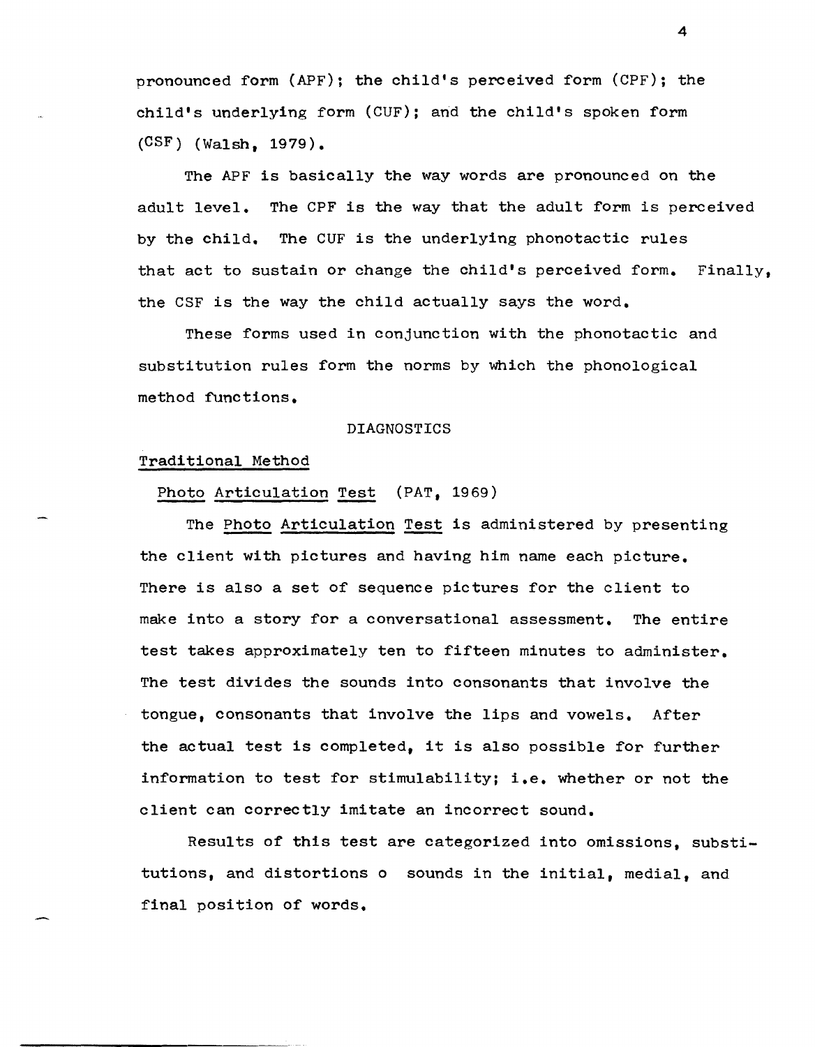pronounced form (APF); the child's perceived form (CPF); the child's underlying form (CUF); and the child's spoken form (CSF) (Walsh, 1979).

The APF is basically the way words are pronounced on the adult level. The CPF is the way that the adult form is perceived by the child. The CUF is the underlying phonotactic rules that act to sustain or change the child's perceived form. Finally, the CSF is the way the child actually says the word.

These forms used in conjunction with the phonotactic and substitution rules form the norms by which the phonological method functions.

## DIAGNOSTICS

### Traditional Method

#### Photo Articulation Test (PAT, 1969)

The *Photo Articulation Test* is administered by presenting the client with pictures and having him name each picture. There is also a set of sequence pictures for the client to make into a story for a conversational assessment. The entire test takes approximately ten to fifteen minutes to administer. The test divides the sounds into consonants that involve the tongue, consonants that involve the lips and vowels. After the actual test is completed, it is also possible for further information to test for stimulability; i.e. whether or not the client can correctly imitate an incorrect sound.

Results of this test are categorized into omissions, substitutions, and distortions o sounds in the initial, medial, and final position of words.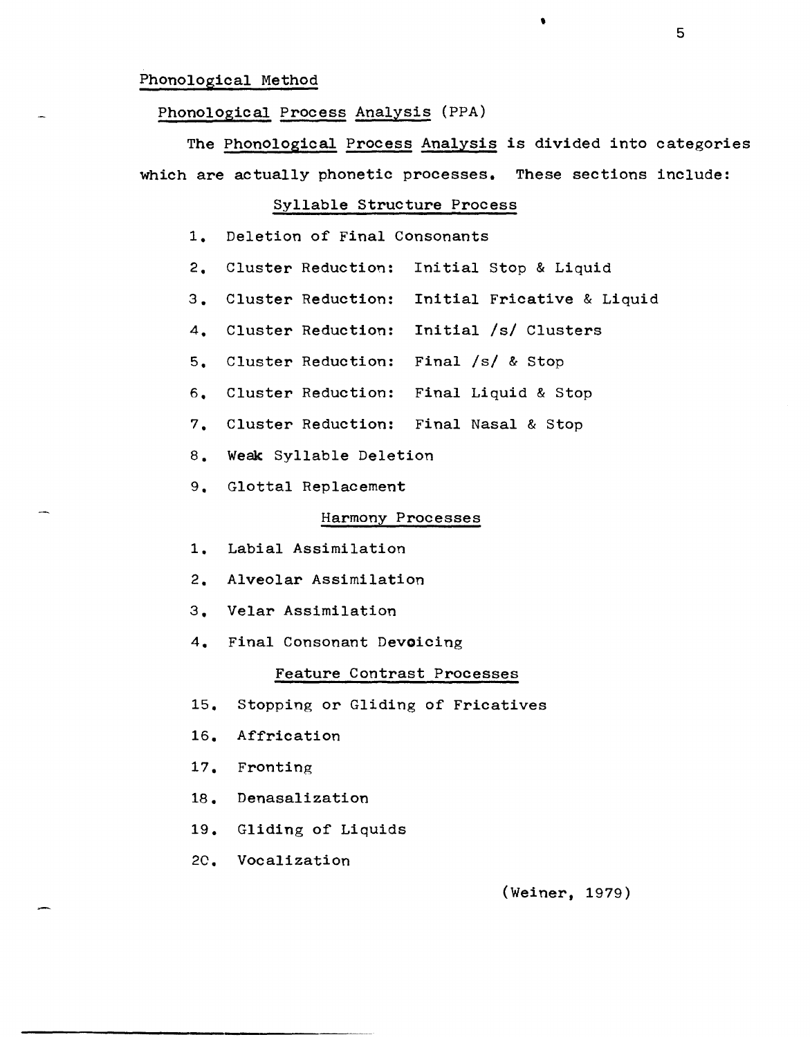## Phonological Method

### Phonological Process Analysis (PPA)

The Phonological Process Analysis is divided into categories which are actually phonetic processes. These sections include:

#### Syllable Structure Process

1. Deletion of Final Consonants
2. Cluster Reduction: Initial Stop & Liquid
3. Cluster Reduction: Initial Fricative & Liquid
4. Cluster Reduction: Initial /s/ Clusters
5. Cluster Reduction: Final /s/ & Stop
6. Cluster Reduction: Final Liquid & Stop
7. Cluster Reduction: Final Nasal & Stop
8. Weak Syllable Deletion
9. Glottal Replacement

#### Harmony Processes

1. Labial Assimilation
2. Alveolar Assimilation
3. Velar Assimilation
4. Final Consonant Devoicing

#### Feature Contrast Processes

15. Stopping or Gliding of Fricatives
16. Affrication
17. Fronting
18. Denasalization
19. Gliding of Liquids
2C. Vocalization

(Weiner, 1979)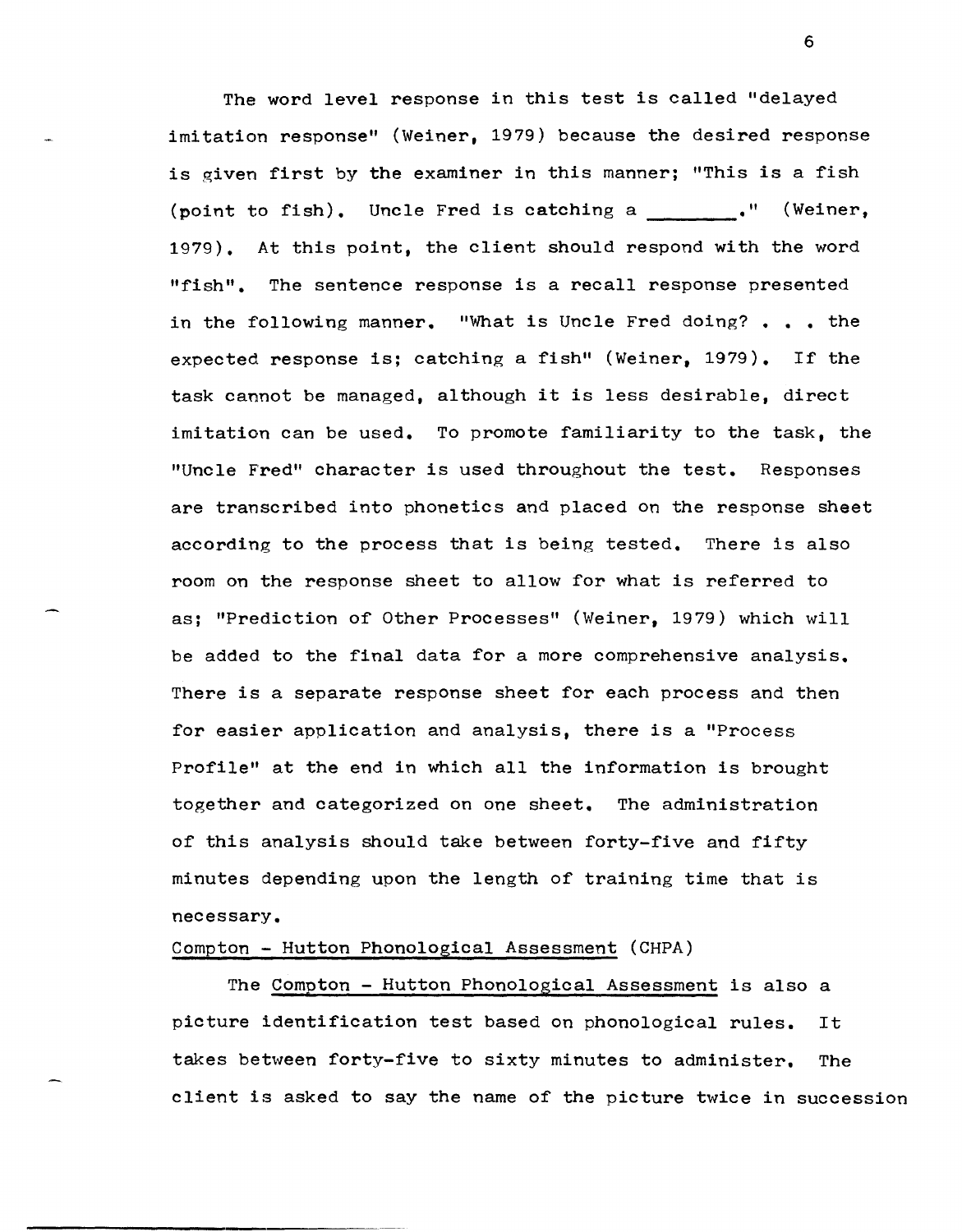The word level response in this test is called "delayed imitation response" (Weiner, 1979) because the desired response is given first by the examiner in this manner; "This is a fish (point to fish). Uncle Fred is catching a ________." (Weiner, 1979). At this point, the client should respond with the word "fish". The sentence response is a recall response presented in the following manner. "What is Uncle Fred doing? . . . the expected response is; catching a fish" (Weiner, 1979). If the task cannot be managed, although it is less desirable, direct imitation can be used. To promote familiarity to the task, the "Uncle Fred" character is used throughout the test. Responses are transcribed into phonetics and placed on the response sheet according to the process that is being tested. There is also room on the response sheet to allow for what is referred to as; "Prediction of Other Processes" (Weiner, 1979) which will be added to the final data for a more comprehensive analysis. There is a separate response sheet for each process and then for easier application and analysis, there is a "Process Profile" at the end in which all the information is brought together and categorized on one sheet. The administration of this analysis should take between forty-five and fifty minutes depending upon the length of training time that is necessary.

Compton - Hutton Phonological Assessment (CHPA)

The Compton - Hutton Phonological Assessment is also a picture identification test based on phonological rules. It takes between forty-five to sixty minutes to administer. The client is asked to say the name of the picture twice in succession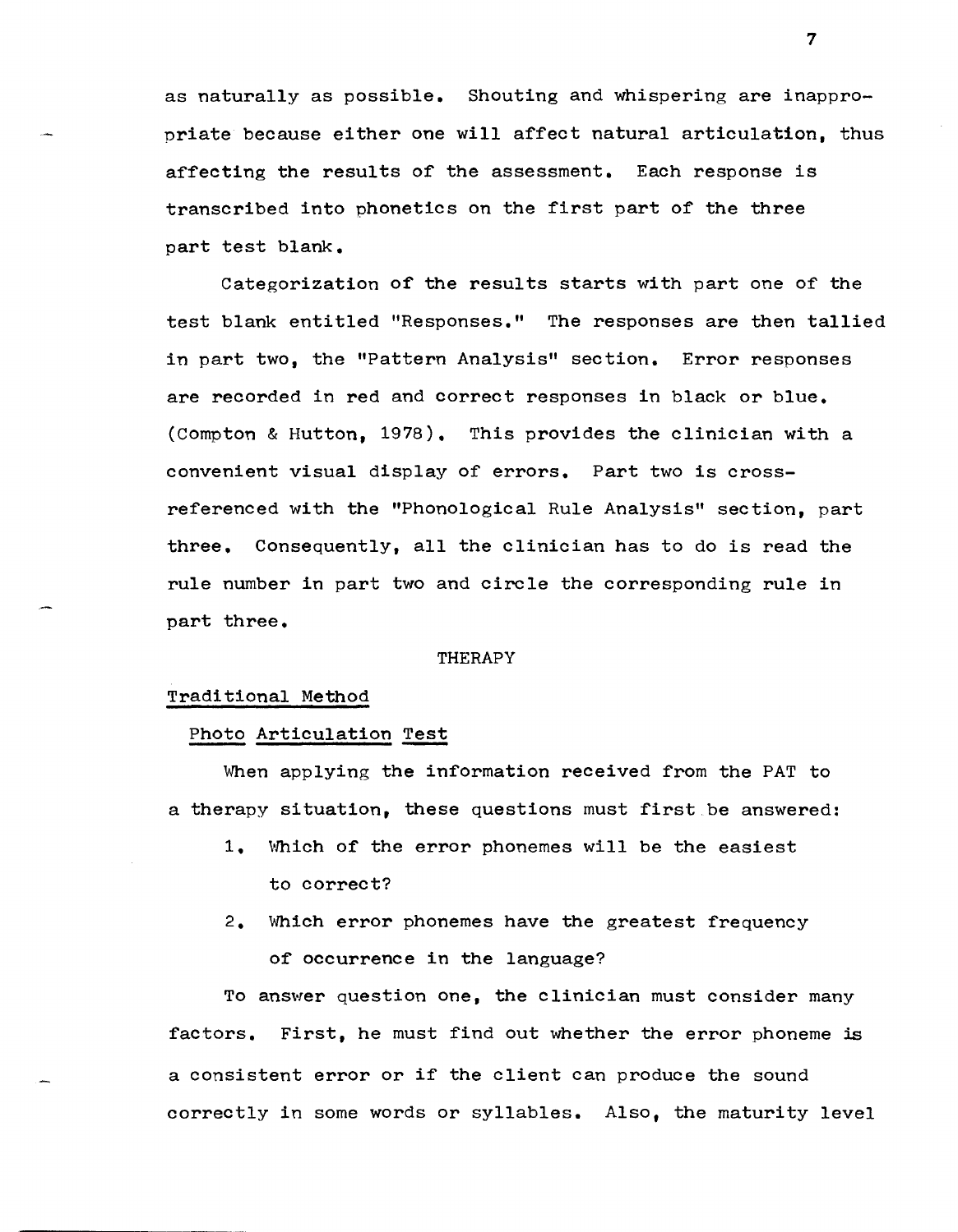as naturally as possible. Shouting and whispering are inappropriate because either one will affect natural articulation, thus affecting the results of the assessment. Each response is transcribed into phonetics on the first part of the three part test blank.

Categorization of the results starts with part one of the test blank entitled "Responses." The responses are then tallied in part two, the "Pattern Analysis" section. Error responses are recorded in red and correct responses in black or blue. (Compton & Hutton, 1978). This provides the clinician with a convenient visual display of errors. Part two is cross-referenced with the "Phonological Rule Analysis" section, part three. Consequently, all the clinician has to do is read the rule number in part two and circle the corresponding rule in part three.

## THERAPY

### Traditional Method

#### Photo Articulation Test

When applying the information received from the PAT to a therapy situation, these questions must first be answered:

1. Which of the error phonemes will be the easiest to correct?
2. Which error phonemes have the greatest frequency of occurrence in the language?

To answer question one, the clinician must consider many factors. First, he must find out whether the error phoneme is a consistent error or if the client can produce the sound correctly in some words or syllables. Also, the maturity level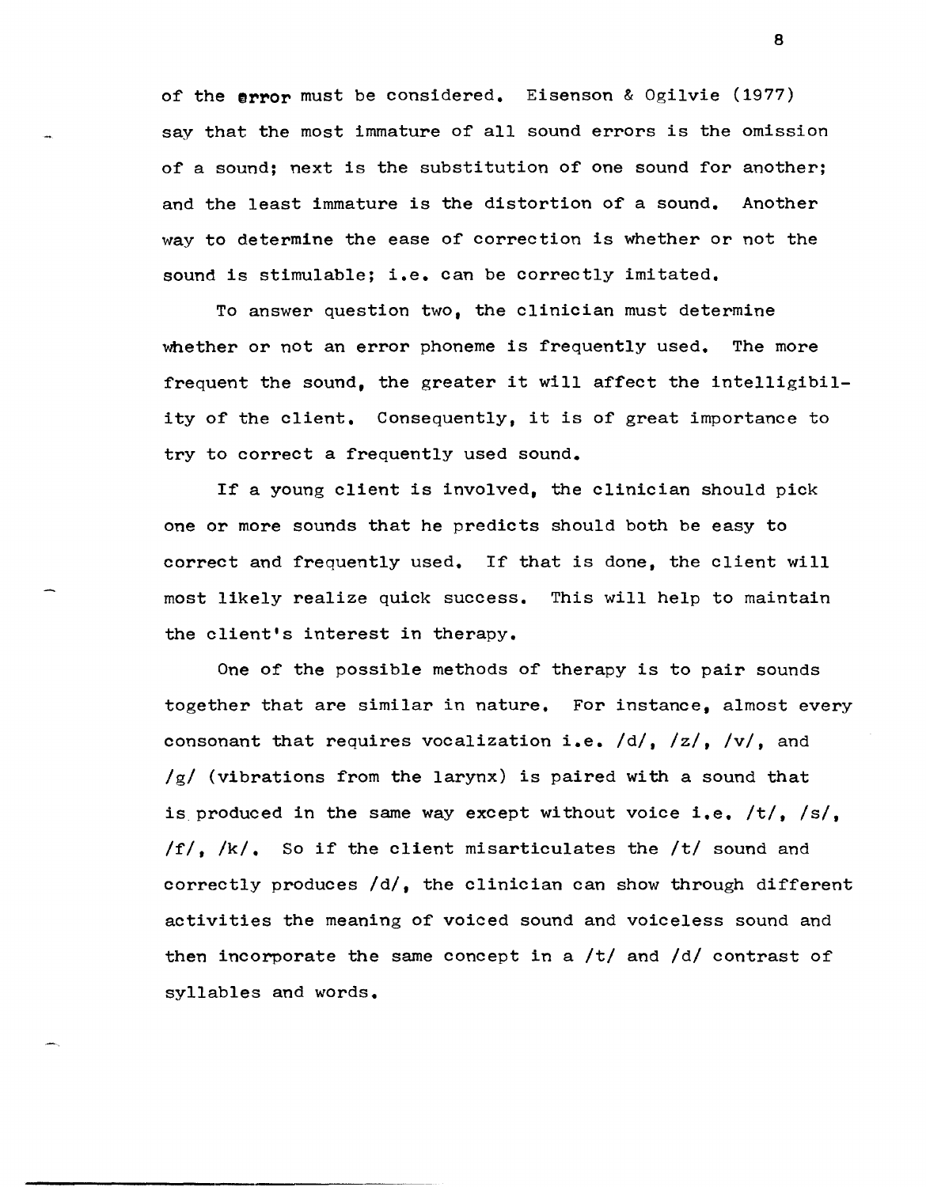of the error must be considered. Eisenson & Ogilvie (1977) say that the most immature of all sound errors is the omission of a sound; next is the substitution of one sound for another; and the least immature is the distortion of a sound. Another way to determine the ease of correction is whether or not the sound is stimulable; i.e. can be correctly imitated.

To answer question two, the clinician must determine whether or not an error phoneme is frequently used. The more frequent the sound, the greater it will affect the intelligibility of the client. Consequently, it is of great importance to try to correct a frequently used sound.

If a young client is involved, the clinician should pick one or more sounds that he predicts should both be easy to correct and frequently used. If that is done, the client will most likely realize quick success. This will help to maintain the client's interest in therapy.

One of the possible methods of therapy is to pair sounds together that are similar in nature. For instance, almost every consonant that requires vocalization i.e. /d/, /z/, /v/, and /g/ (vibrations from the larynx) is paired with a sound that is produced in the same way except without voice i.e. /t/, /s/, /f/, /k/. So if the client misarticulates the /t/ sound and correctly produces /d/, the clinician can show through different activities the meaning of voiced sound and voiceless sound and then incorporate the same concept in a /t/ and /d/ contrast of syllables and words.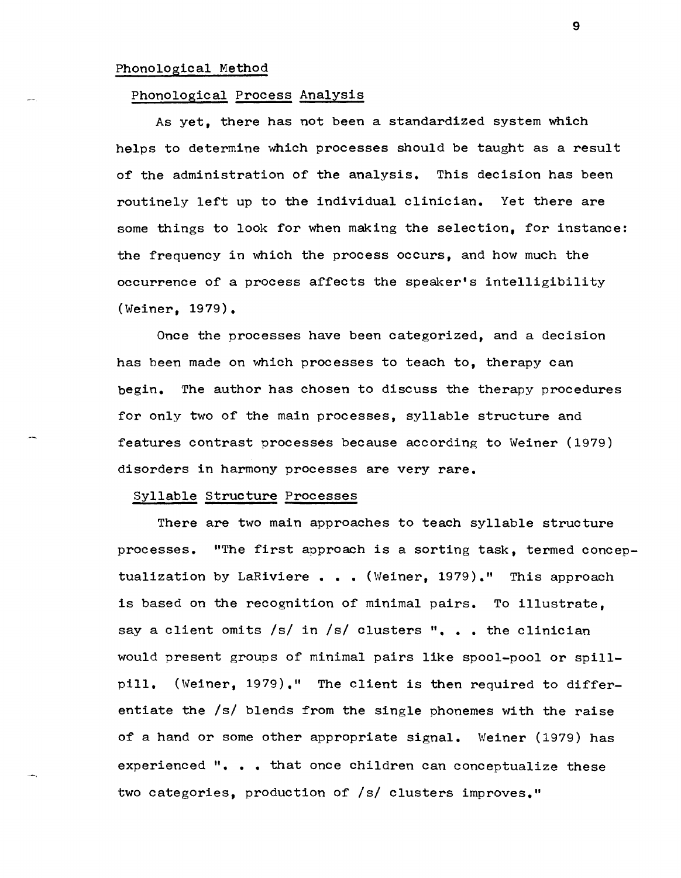## Phonological Method

### Phonological Process Analysis

As yet, there has not been a standardized system which helps to determine which processes should be taught as a result of the administration of the analysis. This decision has been routinely left up to the individual clinician. Yet there are some things to look for when making the selection, for instance: the frequency in which the process occurs, and how much the occurrence of a process affects the speaker's intelligibility (Weiner, 1979).

Once the processes have been categorized, and a decision has been made on which processes to teach to, therapy can begin. The author has chosen to discuss the therapy procedures for only two of the main processes, syllable structure and features contrast processes because according to Weiner (1979) disorders in harmony processes are very rare.

### Syllable Structure Processes

There are two main approaches to teach syllable structure processes. "The first approach is a sorting task, termed conceptualization by LaRiviere . . . (Weiner, 1979)." This approach is based on the recognition of minimal pairs. To illustrate, say a client omits /s/ in /s/ clusters ". . . the clinician would present groups of minimal pairs like spool-pool or spill-pill. (Weiner, 1979)." The client is then required to differentiate the /s/ blends from the single phonemes with the raise of a hand or some other appropriate signal. Weiner (1979) has experienced ". . . that once children can conceptualize these two categories, production of /s/ clusters improves."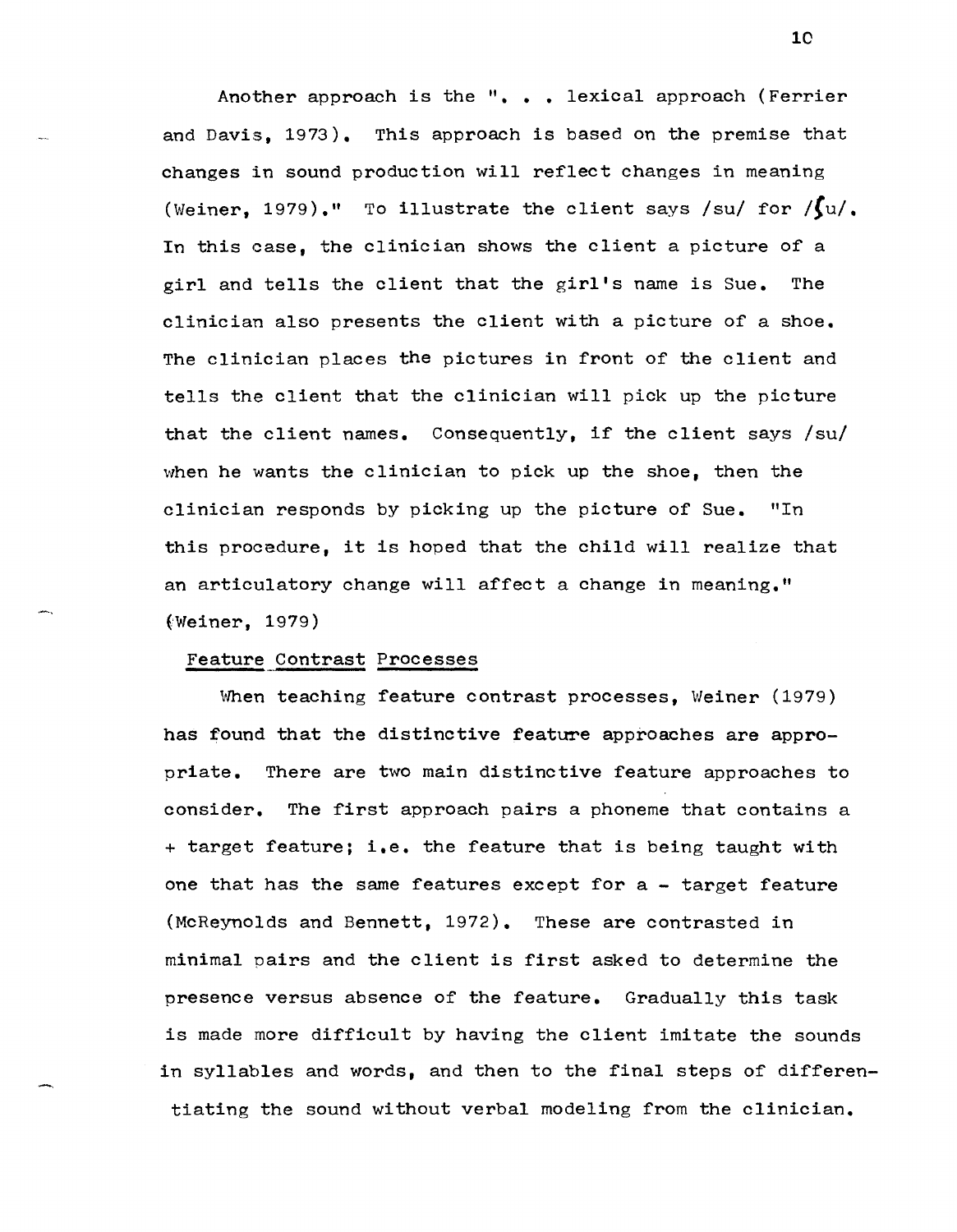Another approach is the ". . . lexical approach (Ferrier and Davis, 1973). This approach is based on the premise that changes in sound production will reflect changes in meaning (Weiner, 1979)." To illustrate the client says /su/ for /ʃu/. In this case, the clinician shows the client a picture of a girl and tells the client that the girl's name is Sue. The clinician also presents the client with a picture of a shoe. The clinician places the pictures in front of the client and tells the client that the clinician will pick up the picture that the client names. Consequently, if the client says /su/ when he wants the clinician to pick up the shoe, then the clinician responds by picking up the picture of Sue. "In this procedure, it is hoped that the child will realize that an articulatory change will affect a change in meaning." (Weiner, 1979)

## Feature Contrast Processes

When teaching feature contrast processes, Weiner (1979) has found that the distinctive feature approaches are appropriate. There are two main distinctive feature approaches to consider. The first approach pairs a phoneme that contains a + target feature; i.e. the feature that is being taught with one that has the same features except for a - target feature (McReynolds and Bennett, 1972). These are contrasted in minimal pairs and the client is first asked to determine the presence versus absence of the feature. Gradually this task is made more difficult by having the client imitate the sounds in syllables and words, and then to the final steps of differentiating the sound without verbal modeling from the clinician.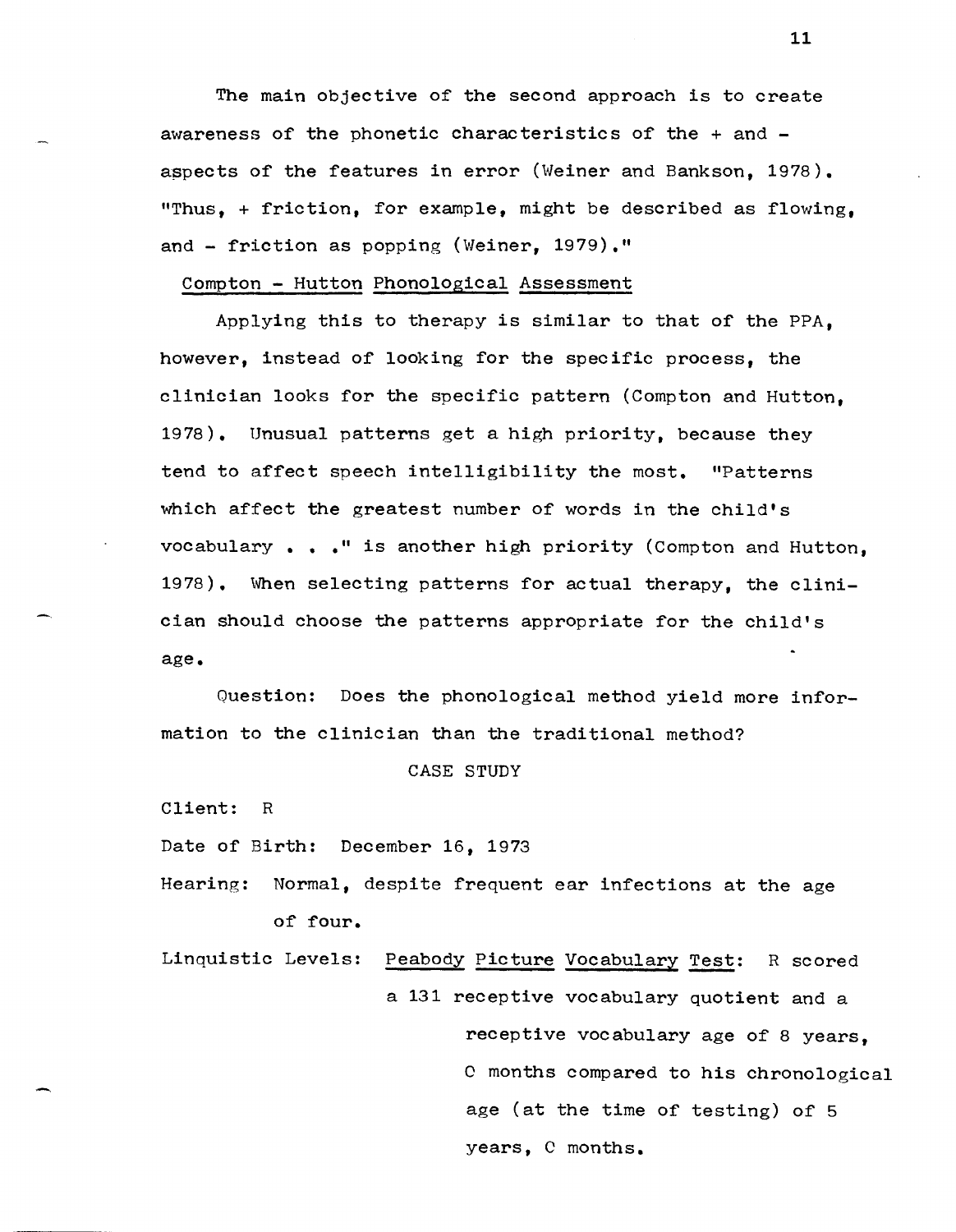The main objective of the second approach is to create awareness of the phonetic characteristics of the + and - aspects of the features in error (Weiner and Bankson, 1978). "Thus, + friction, for example, might be described as flowing, and - friction as popping (Weiner, 1979)."

Compton - Hutton Phonological Assessment

Applying this to therapy is similar to that of the PPA, however, instead of looking for the specific process, the clinician looks for the specific pattern (Compton and Hutton, 1978). Unusual patterns get a high priority, because they tend to affect speech intelligibility the most. "Patterns which affect the greatest number of words in the child's vocabulary . . ." is another high priority (Compton and Hutton, 1978). When selecting patterns for actual therapy, the clinician should choose the patterns appropriate for the child's age.

Question: Does the phonological method yield more information to the clinician than the traditional method?

CASE STUDY

Client: R

Date of Birth: December 16, 1973

Hearing: Normal, despite frequent ear infections at the age of four.

Linquistic Levels: Peabody Picture Vocabulary Test: R scored a 131 receptive vocabulary quotient and a receptive vocabulary age of 8 years, 0 months compared to his chronological age (at the time of testing) of 5 years, 0 months.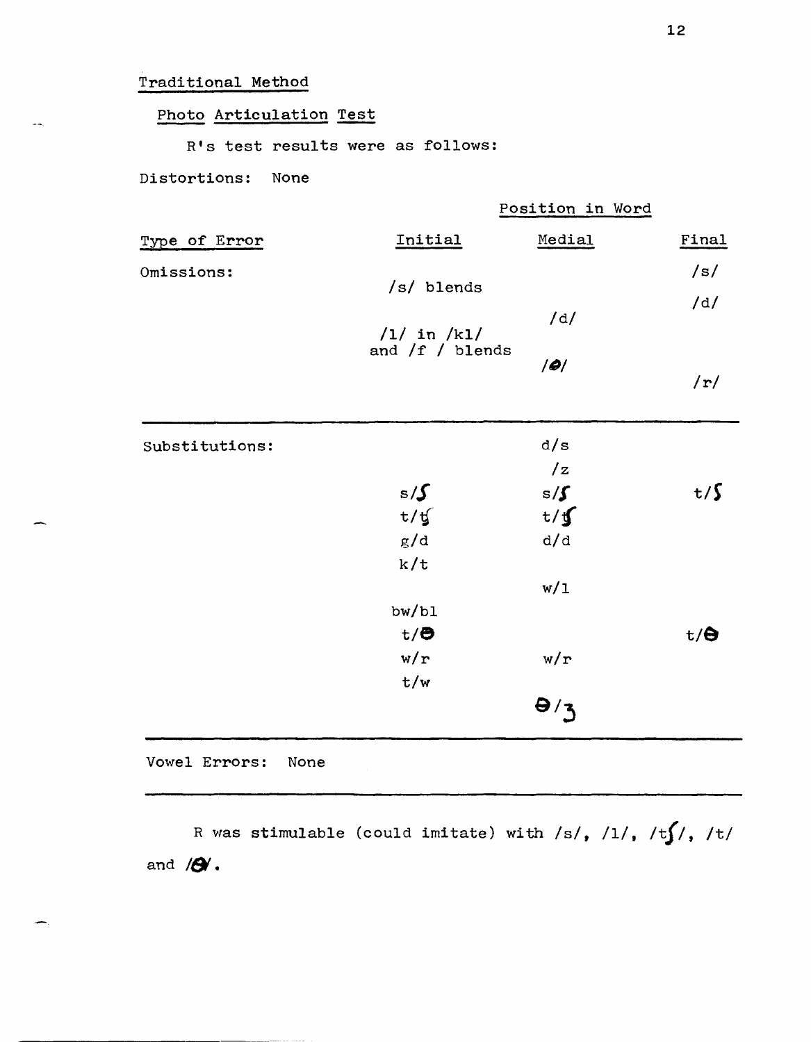Traditional Method

Photo Articulation Test

R's test results were as follows:

Distortions: None

| Type of Error | Initial | Medial | Final |
| --- | --- | --- | --- |
| | | **Position in Word** | |
| Omissions: | | | /s/ |
| | /s/ blends | | |
| | | | /d/ |
| | | /d/ | |
| | /l/ in /kl/ and /f / blends | | |
| | | /θ/ | |
| | | | /r/ |
| Substitutions: | | d/s | |
| | | /z | |
| | s/ʃ | s/ʃ | t/ʃ |
| | t/tʃ | t/tʃ | |
| | g/d | d/d | |
| | k/t | | |
| | | w/l | |
| | bw/bl | | |
| | t/θ | | t/θ |
| | w/r | w/r | |
| | t/w | | |
| | | θ/ʒ | |

Vowel Errors: None

R was stimulable (could imitate) with /s/, /l/, /tʃ/, /t/ and /θ/.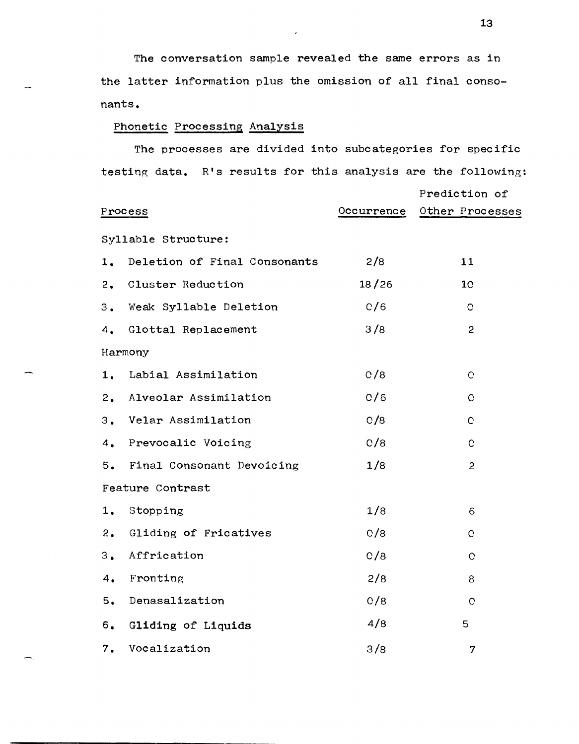The conversation sample revealed the same errors as in the latter information plus the omission of all final consonants.

Phonetic Processing Analysis

The processes are divided into subcategories for specific testing data. R's results for this analysis are the following:

| Process | Occurrence | Prediction of Other Processes |
|---|---|---|
| Syllable Structure: | | |
| 1. Deletion of Final Consonants | 2/8 | 11 |
| 2. Cluster Reduction | 18/26 | 10 |
| 3. Weak Syllable Deletion | 0/6 | 0 |
| 4. Glottal Replacement | 3/8 | 2 |
| Harmony | | |
| 1. Labial Assimilation | 0/8 | 0 |
| 2. Alveolar Assimilation | 0/6 | 0 |
| 3. Velar Assimilation | 0/8 | 0 |
| 4. Prevocalic Voicing | 0/8 | 0 |
| 5. Final Consonant Devoicing | 1/8 | 2 |
| Feature Contrast | | |
| 1. Stopping | 1/8 | 6 |
| 2. Gliding of Fricatives | 0/8 | 0 |
| 3. Affrication | 0/8 | 0 |
| 4. Fronting | 2/8 | 8 |
| 5. Denasalization | 0/8 | 0 |
| 6. Gliding of Liquids | 4/8 | 5 |
| 7. Vocalization | 3/8 | 7 |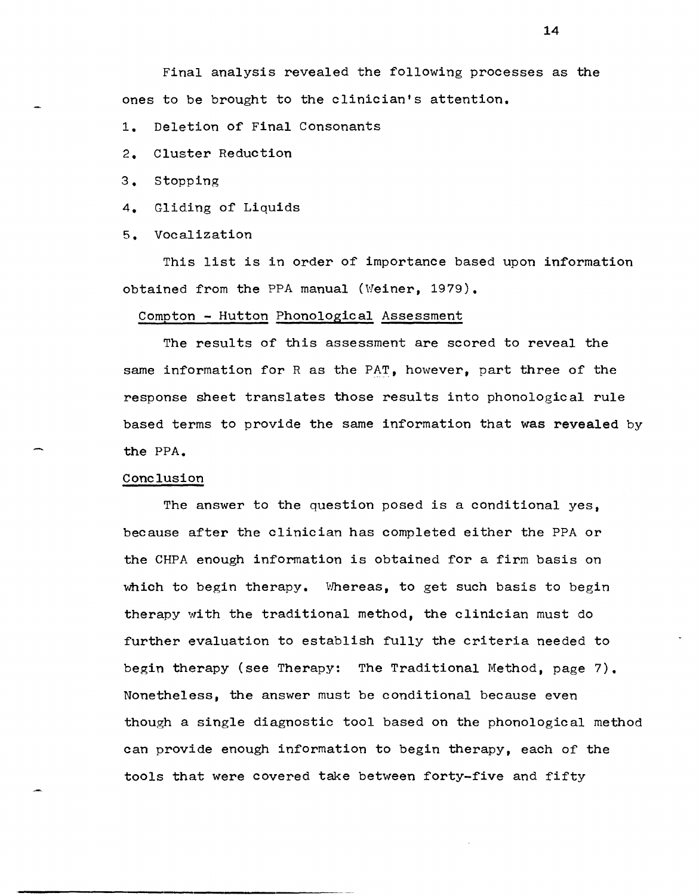Final analysis revealed the following processes as the ones to be brought to the clinician's attention.

1. Deletion of Final Consonants
2. Cluster Reduction
3. Stopping
4. Gliding of Liquids
5. Vocalization

This list is in order of importance based upon information obtained from the PPA manual (Weiner, 1979).

<u>Compton - Hutton Phonological Assessment</u>

The results of this assessment are scored to reveal the same information for R as the PAT, however, part three of the response sheet translates those results into phonological rule based terms to provide the same information that was revealed by the PPA.

<u>Conclusion</u>

The answer to the question posed is a conditional yes, because after the clinician has completed either the PPA or the CHPA enough information is obtained for a firm basis on which to begin therapy. Whereas, to get such basis to begin therapy with the traditional method, the clinician must do further evaluation to establish fully the criteria needed to begin therapy (see Therapy: The Traditional Method, page 7). Nonetheless, the answer must be conditional because even though a single diagnostic tool based on the phonological method can provide enough information to begin therapy, each of the tools that were covered take between forty-five and fifty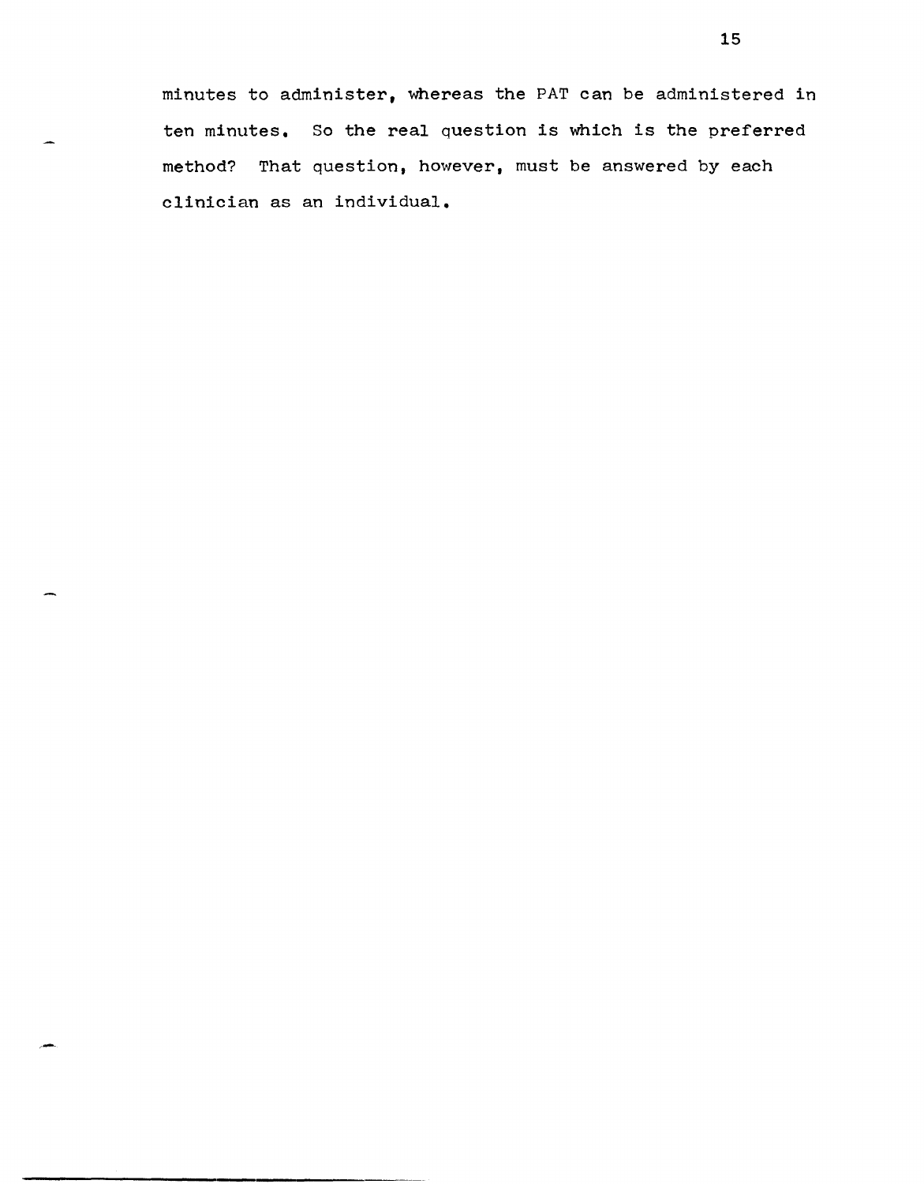minutes to administer, whereas the PAT can be administered in ten minutes. So the real question is which is the preferred method? That question, however, must be answered by each clinician as an individual.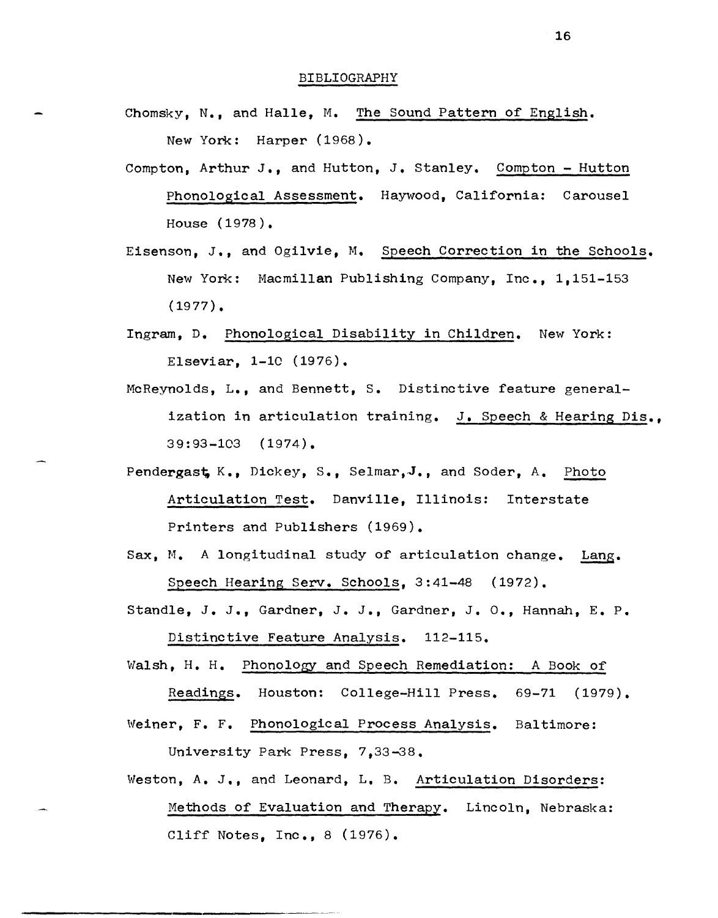# BIBLIOGRAPHY

Chomsky, N., and Halle, M. The Sound Pattern of English. New York: Harper (1968).

Compton, Arthur J., and Hutton, J. Stanley. Compton - Hutton Phonological Assessment. Haywood, California: Carousel House (1978).

Eisenson, J., and Ogilvie, M. Speech Correction in the Schools. New York: Macmillan Publishing Company, Inc., 1,151-153 (1977).

Ingram, D. Phonological Disability in Children. New York: Elseviar, 1-10 (1976).

McReynolds, L., and Bennett, S. Distinctive feature generalization in articulation training. J. Speech & Hearing Dis., 39:93-103 (1974).

Pendergast, K., Dickey, S., Selmar, J., and Soder, A. Photo Articulation Test. Danville, Illinois: Interstate Printers and Publishers (1969).

Sax, M. A longitudinal study of articulation change. Lang. Speech Hearing Serv. Schools, 3:41-48 (1972).

Standle, J. J., Gardner, J. J., Gardner, J. O., Hannah, E. P. Distinctive Feature Analysis. 112-115.

Walsh, H. H. Phonology and Speech Remediation: A Book of Readings. Houston: College-Hill Press. 69-71 (1979).

Weiner, F. F. Phonological Process Analysis. Baltimore: University Park Press, 7,33-38.

Weston, A. J., and Leonard, L. B. Articulation Disorders: Methods of Evaluation and Therapy. Lincoln, Nebraska: Cliff Notes, Inc., 8 (1976).